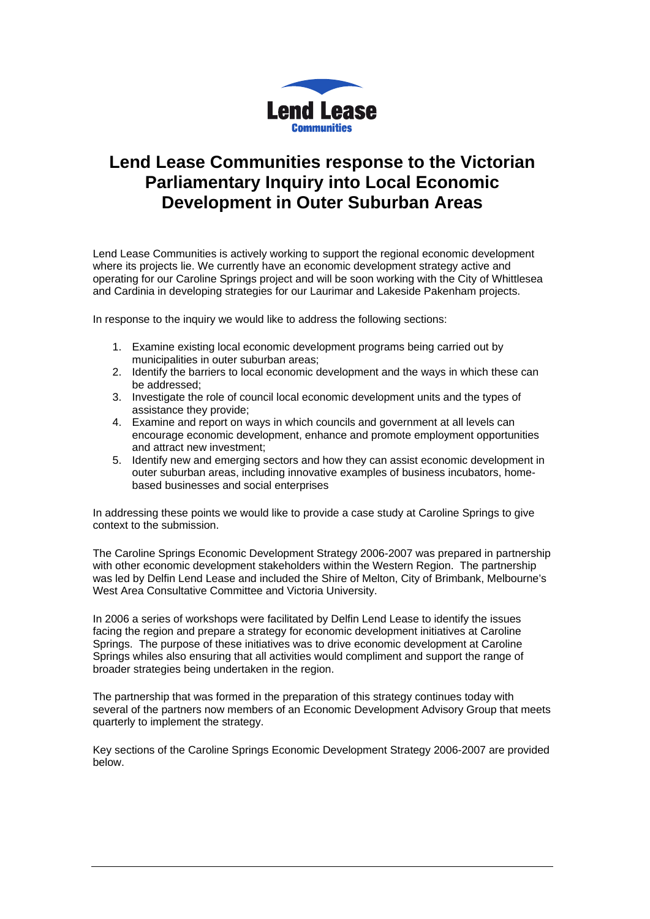Lend Lease
Communities

# Lend Lease Communities response to the Victorian Parliamentary Inquiry into Local Economic Development in Outer Suburban Areas

Lend Lease Communities is actively working to support the regional economic development where its projects lie. We currently have an economic development strategy active and operating for our Caroline Springs project and will be soon working with the City of Whittlesea and Cardinia in developing strategies for our Laurimar and Lakeside Pakenham projects.

In response to the inquiry we would like to address the following sections:

1. Examine existing local economic development programs being carried out by municipalities in outer suburban areas;
2. Identify the barriers to local economic development and the ways in which these can be addressed;
3. Investigate the role of council local economic development units and the types of assistance they provide;
4. Examine and report on ways in which councils and government at all levels can encourage economic development, enhance and promote employment opportunities and attract new investment;
5. Identify new and emerging sectors and how they can assist economic development in outer suburban areas, including innovative examples of business incubators, home-based businesses and social enterprises

In addressing these points we would like to provide a case study at Caroline Springs to give context to the submission.

The Caroline Springs Economic Development Strategy 2006-2007 was prepared in partnership with other economic development stakeholders within the Western Region. The partnership was led by Delfin Lend Lease and included the Shire of Melton, City of Brimbank, Melbourne's West Area Consultative Committee and Victoria University.

In 2006 a series of workshops were facilitated by Delfin Lend Lease to identify the issues facing the region and prepare a strategy for economic development initiatives at Caroline Springs. The purpose of these initiatives was to drive economic development at Caroline Springs whiles also ensuring that all activities would compliment and support the range of broader strategies being undertaken in the region.

The partnership that was formed in the preparation of this strategy continues today with several of the partners now members of an Economic Development Advisory Group that meets quarterly to implement the strategy.

Key sections of the Caroline Springs Economic Development Strategy 2006-2007 are provided below.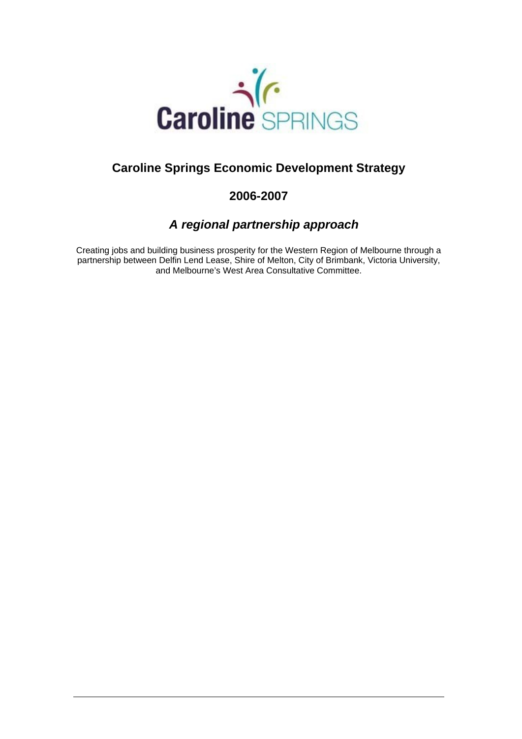Caroline SPRINGS

# Caroline Springs Economic Development Strategy

## 2006-2007

## *A regional partnership approach*

Creating jobs and building business prosperity for the Western Region of Melbourne through a partnership between Delfin Lend Lease, Shire of Melton, City of Brimbank, Victoria University, and Melbourne's West Area Consultative Committee.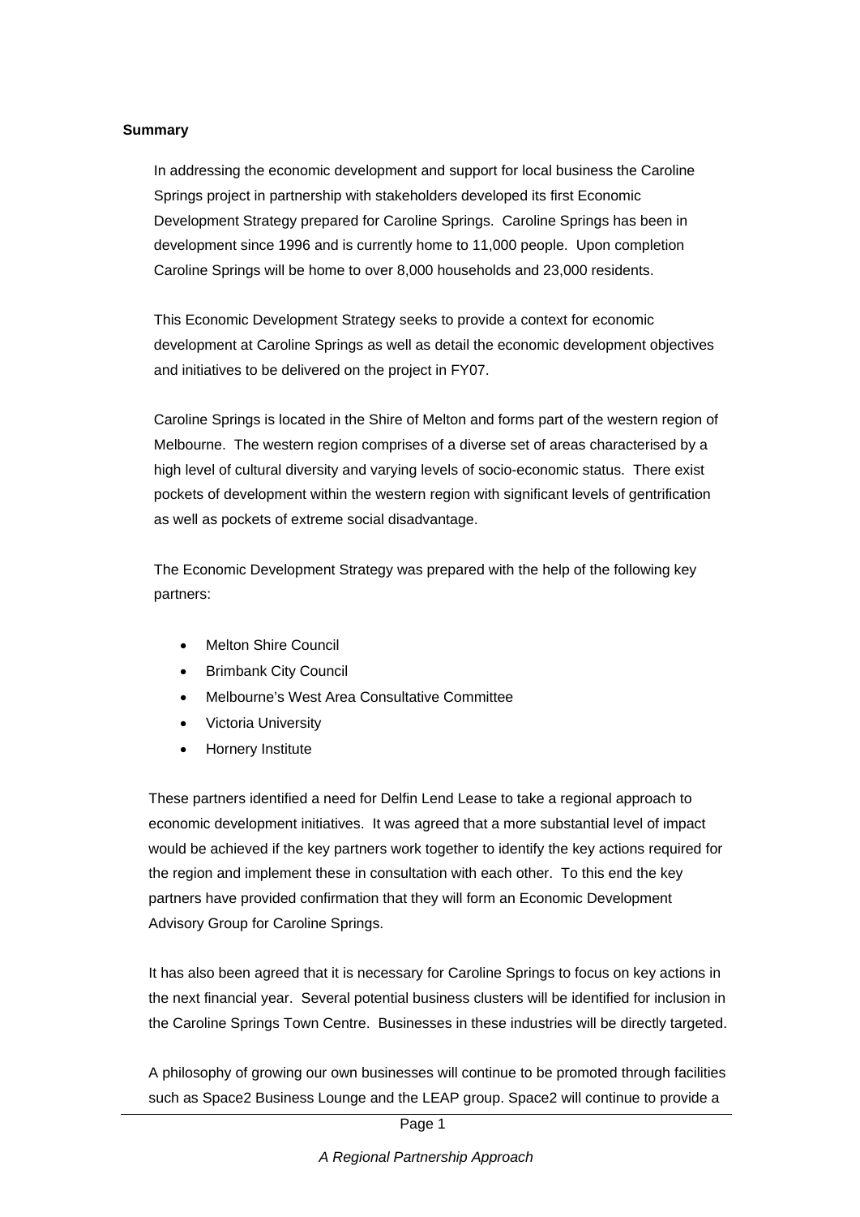**Summary**

In addressing the economic development and support for local business the Caroline Springs project in partnership with stakeholders developed its first Economic Development Strategy prepared for Caroline Springs. Caroline Springs has been in development since 1996 and is currently home to 11,000 people. Upon completion Caroline Springs will be home to over 8,000 households and 23,000 residents.

This Economic Development Strategy seeks to provide a context for economic development at Caroline Springs as well as detail the economic development objectives and initiatives to be delivered on the project in FY07.

Caroline Springs is located in the Shire of Melton and forms part of the western region of Melbourne. The western region comprises of a diverse set of areas characterised by a high level of cultural diversity and varying levels of socio-economic status. There exist pockets of development within the western region with significant levels of gentrification as well as pockets of extreme social disadvantage.

The Economic Development Strategy was prepared with the help of the following key partners:

- Melton Shire Council
- Brimbank City Council
- Melbourne's West Area Consultative Committee
- Victoria University
- Hornery Institute

These partners identified a need for Delfin Lend Lease to take a regional approach to economic development initiatives. It was agreed that a more substantial level of impact would be achieved if the key partners work together to identify the key actions required for the region and implement these in consultation with each other. To this end the key partners have provided confirmation that they will form an Economic Development Advisory Group for Caroline Springs.

It has also been agreed that it is necessary for Caroline Springs to focus on key actions in the next financial year. Several potential business clusters will be identified for inclusion in the Caroline Springs Town Centre. Businesses in these industries will be directly targeted.

A philosophy of growing our own businesses will continue to be promoted through facilities such as Space2 Business Lounge and the LEAP group. Space2 will continue to provide a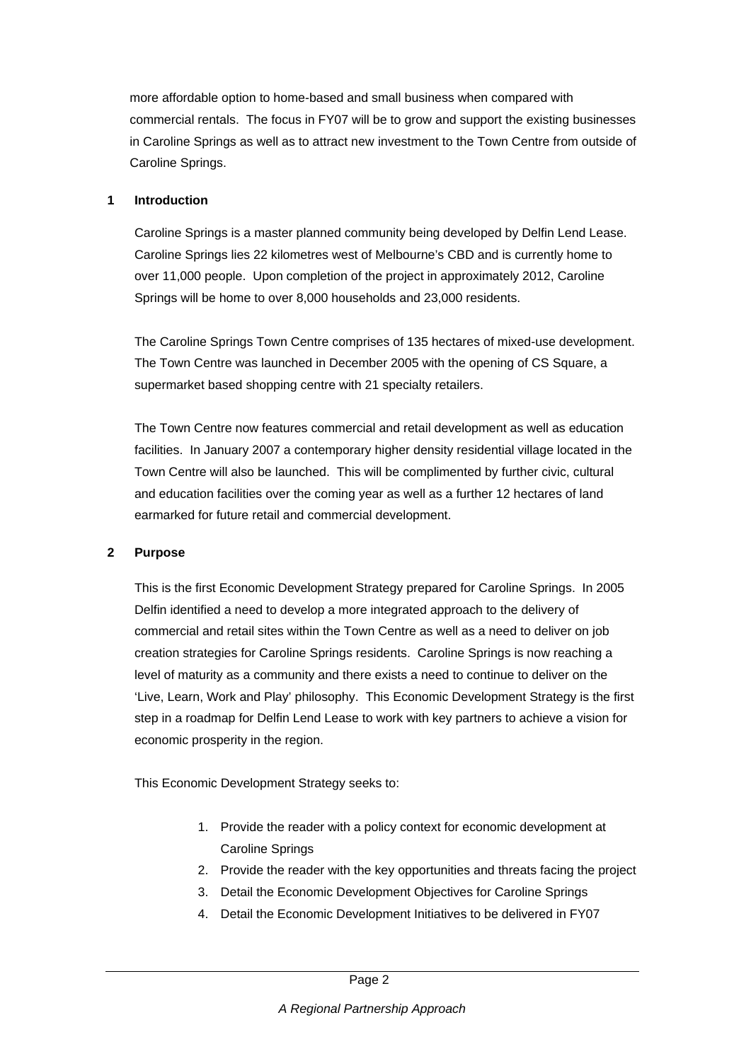more affordable option to home-based and small business when compared with commercial rentals. The focus in FY07 will be to grow and support the existing businesses in Caroline Springs as well as to attract new investment to the Town Centre from outside of Caroline Springs.

## 1 Introduction

Caroline Springs is a master planned community being developed by Delfin Lend Lease. Caroline Springs lies 22 kilometres west of Melbourne's CBD and is currently home to over 11,000 people. Upon completion of the project in approximately 2012, Caroline Springs will be home to over 8,000 households and 23,000 residents.

The Caroline Springs Town Centre comprises of 135 hectares of mixed-use development. The Town Centre was launched in December 2005 with the opening of CS Square, a supermarket based shopping centre with 21 specialty retailers.

The Town Centre now features commercial and retail development as well as education facilities. In January 2007 a contemporary higher density residential village located in the Town Centre will also be launched. This will be complimented by further civic, cultural and education facilities over the coming year as well as a further 12 hectares of land earmarked for future retail and commercial development.

## 2 Purpose

This is the first Economic Development Strategy prepared for Caroline Springs. In 2005 Delfin identified a need to develop a more integrated approach to the delivery of commercial and retail sites within the Town Centre as well as a need to deliver on job creation strategies for Caroline Springs residents. Caroline Springs is now reaching a level of maturity as a community and there exists a need to continue to deliver on the 'Live, Learn, Work and Play' philosophy. This Economic Development Strategy is the first step in a roadmap for Delfin Lend Lease to work with key partners to achieve a vision for economic prosperity in the region.

This Economic Development Strategy seeks to:

1. Provide the reader with a policy context for economic development at Caroline Springs
2. Provide the reader with the key opportunities and threats facing the project
3. Detail the Economic Development Objectives for Caroline Springs
4. Detail the Economic Development Initiatives to be delivered in FY07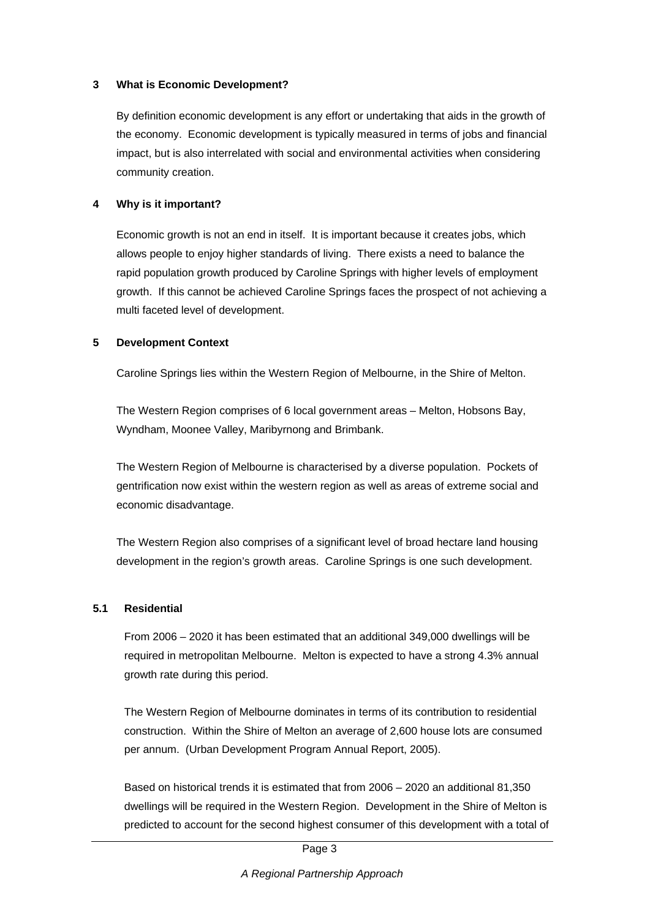## 3 What is Economic Development?

By definition economic development is any effort or undertaking that aids in the growth of the economy. Economic development is typically measured in terms of jobs and financial impact, but is also interrelated with social and environmental activities when considering community creation.

## 4 Why is it important?

Economic growth is not an end in itself. It is important because it creates jobs, which allows people to enjoy higher standards of living. There exists a need to balance the rapid population growth produced by Caroline Springs with higher levels of employment growth. If this cannot be achieved Caroline Springs faces the prospect of not achieving a multi faceted level of development.

## 5 Development Context

Caroline Springs lies within the Western Region of Melbourne, in the Shire of Melton.

The Western Region comprises of 6 local government areas – Melton, Hobsons Bay, Wyndham, Moonee Valley, Maribyrnong and Brimbank.

The Western Region of Melbourne is characterised by a diverse population. Pockets of gentrification now exist within the western region as well as areas of extreme social and economic disadvantage.

The Western Region also comprises of a significant level of broad hectare land housing development in the region's growth areas. Caroline Springs is one such development.

### 5.1 Residential

From 2006 – 2020 it has been estimated that an additional 349,000 dwellings will be required in metropolitan Melbourne. Melton is expected to have a strong 4.3% annual growth rate during this period.

The Western Region of Melbourne dominates in terms of its contribution to residential construction. Within the Shire of Melton an average of 2,600 house lots are consumed per annum. (Urban Development Program Annual Report, 2005).

Based on historical trends it is estimated that from 2006 – 2020 an additional 81,350 dwellings will be required in the Western Region. Development in the Shire of Melton is predicted to account for the second highest consumer of this development with a total of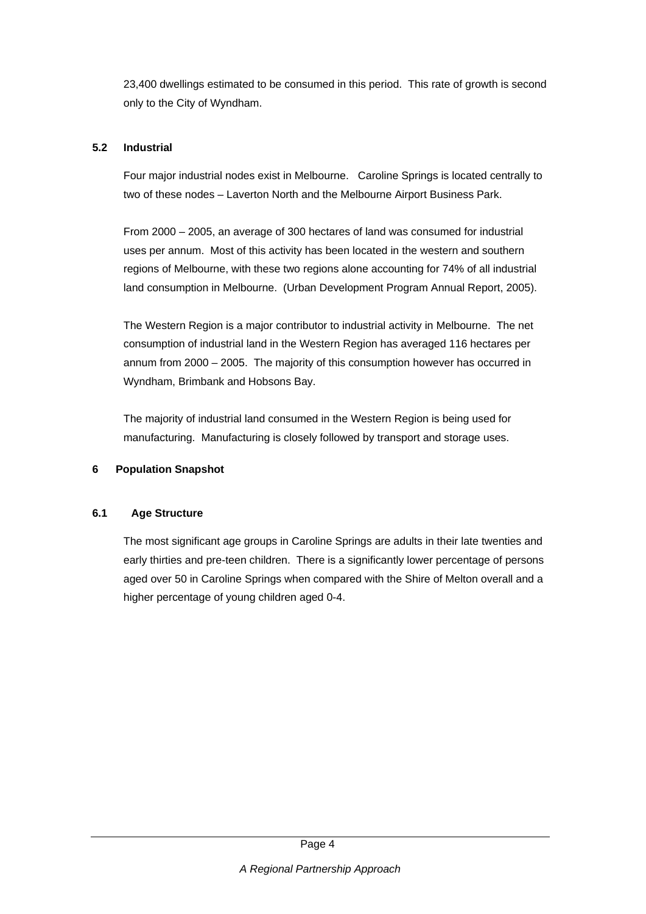23,400 dwellings estimated to be consumed in this period. This rate of growth is second only to the City of Wyndham.

### 5.2 Industrial

Four major industrial nodes exist in Melbourne. Caroline Springs is located centrally to two of these nodes – Laverton North and the Melbourne Airport Business Park.

From 2000 – 2005, an average of 300 hectares of land was consumed for industrial uses per annum. Most of this activity has been located in the western and southern regions of Melbourne, with these two regions alone accounting for 74% of all industrial land consumption in Melbourne. (Urban Development Program Annual Report, 2005).

The Western Region is a major contributor to industrial activity in Melbourne. The net consumption of industrial land in the Western Region has averaged 116 hectares per annum from 2000 – 2005. The majority of this consumption however has occurred in Wyndham, Brimbank and Hobsons Bay.

The majority of industrial land consumed in the Western Region is being used for manufacturing. Manufacturing is closely followed by transport and storage uses.

## 6 Population Snapshot

### 6.1 Age Structure

The most significant age groups in Caroline Springs are adults in their late twenties and early thirties and pre-teen children. There is a significantly lower percentage of persons aged over 50 in Caroline Springs when compared with the Shire of Melton overall and a higher percentage of young children aged 0-4.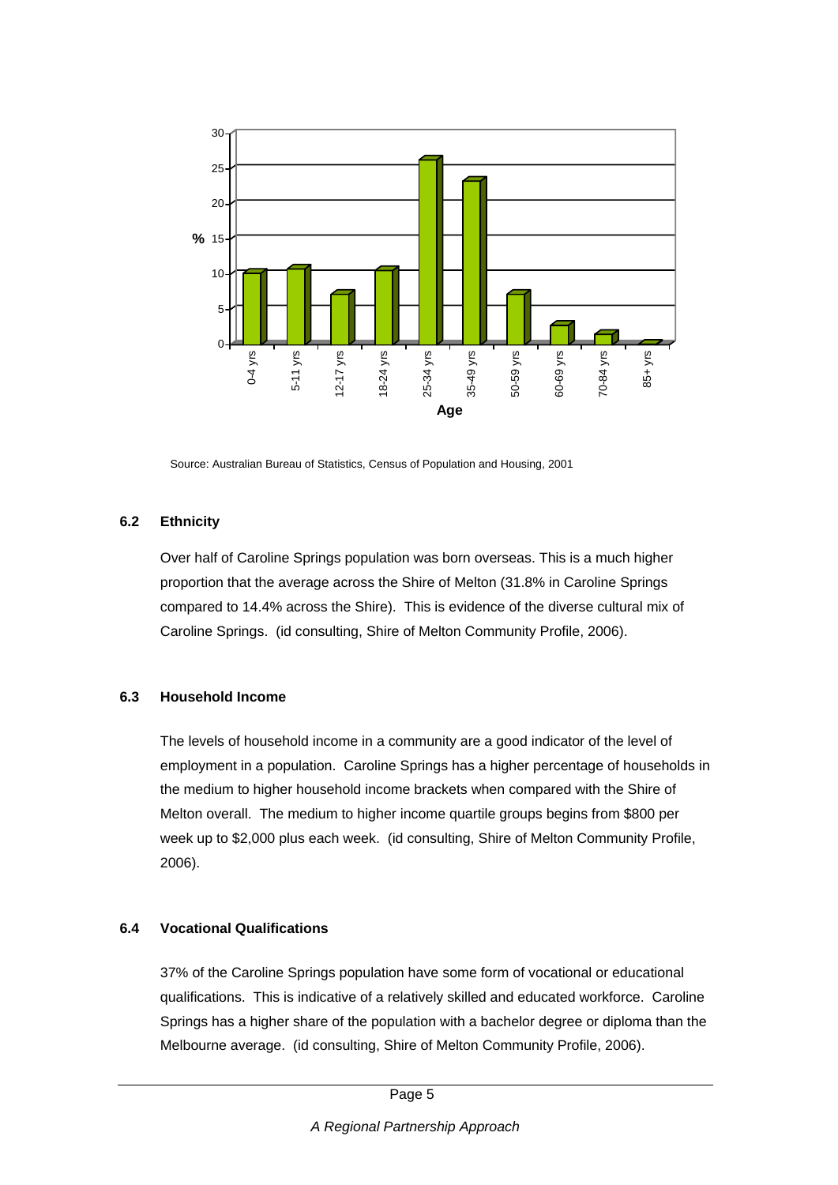Source: Australian Bureau of Statistics, Census of Population and Housing, 2001

### 6.2 Ethnicity

Over half of Caroline Springs population was born overseas. This is a much higher proportion that the average across the Shire of Melton (31.8% in Caroline Springs compared to 14.4% across the Shire). This is evidence of the diverse cultural mix of Caroline Springs. (id consulting, Shire of Melton Community Profile, 2006).

### 6.3 Household Income

The levels of household income in a community are a good indicator of the level of employment in a population. Caroline Springs has a higher percentage of households in the medium to higher household income brackets when compared with the Shire of Melton overall. The medium to higher income quartile groups begins from $800 per week up to $2,000 plus each week. (id consulting, Shire of Melton Community Profile, 2006).

### 6.4 Vocational Qualifications

37% of the Caroline Springs population have some form of vocational or educational qualifications. This is indicative of a relatively skilled and educated workforce. Caroline Springs has a higher share of the population with a bachelor degree or diploma than the Melbourne average. (id consulting, Shire of Melton Community Profile, 2006).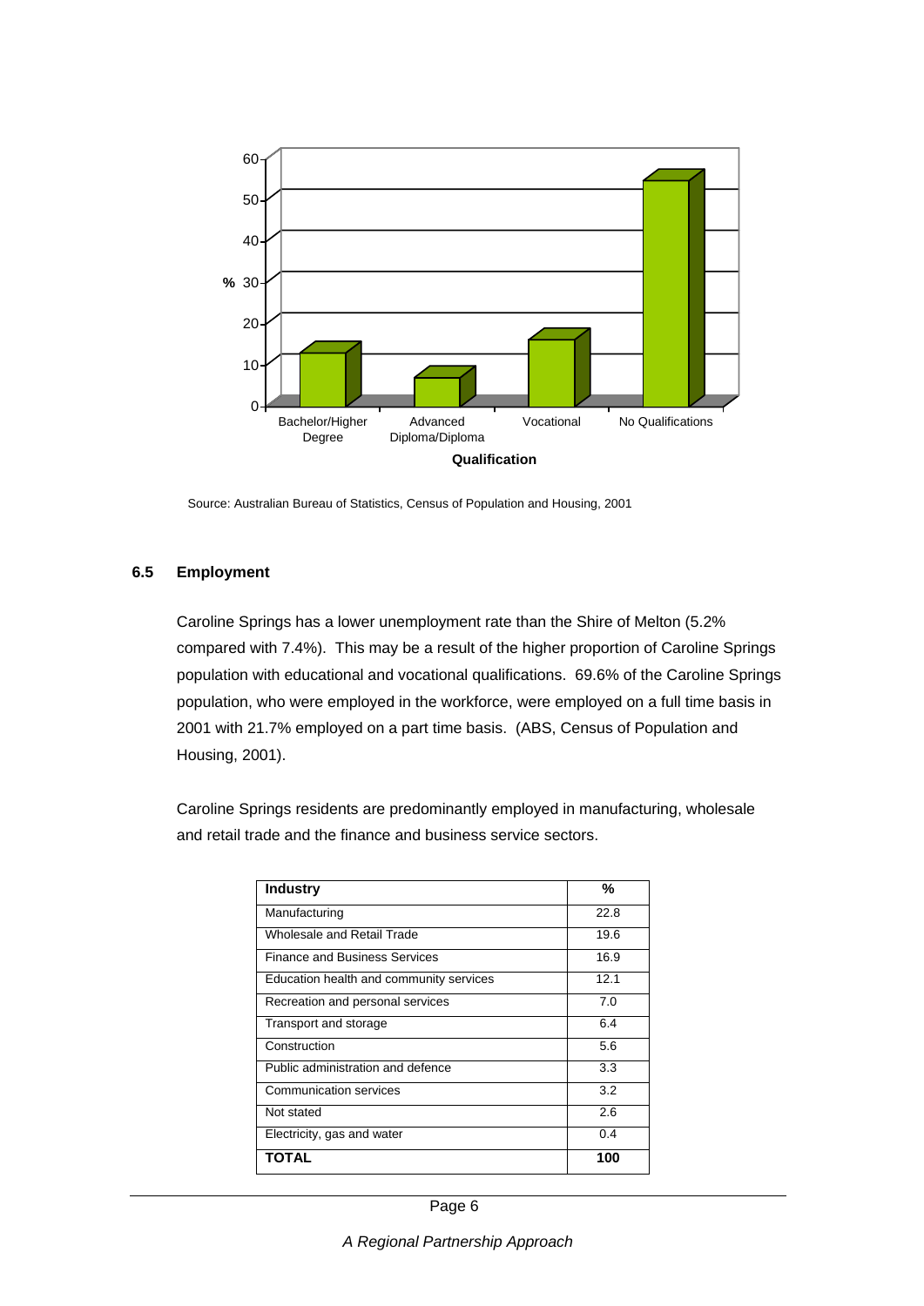Source: Australian Bureau of Statistics, Census of Population and Housing, 2001

### 6.5 Employment

Caroline Springs has a lower unemployment rate than the Shire of Melton (5.2% compared with 7.4%). This may be a result of the higher proportion of Caroline Springs population with educational and vocational qualifications. 69.6% of the Caroline Springs population, who were employed in the workforce, were employed on a full time basis in 2001 with 21.7% employed on a part time basis. (ABS, Census of Population and Housing, 2001).

Caroline Springs residents are predominantly employed in manufacturing, wholesale and retail trade and the finance and business service sectors.

| Industry | % |
|---|---|
| Manufacturing | 22.8 |
| Wholesale and Retail Trade | 19.6 |
| Finance and Business Services | 16.9 |
| Education health and community services | 12.1 |
| Recreation and personal services | 7.0 |
| Transport and storage | 6.4 |
| Construction | 5.6 |
| Public administration and defence | 3.3 |
| Communication services | 3.2 |
| Not stated | 2.6 |
| Electricity, gas and water | 0.4 |
| **TOTAL** | **100** |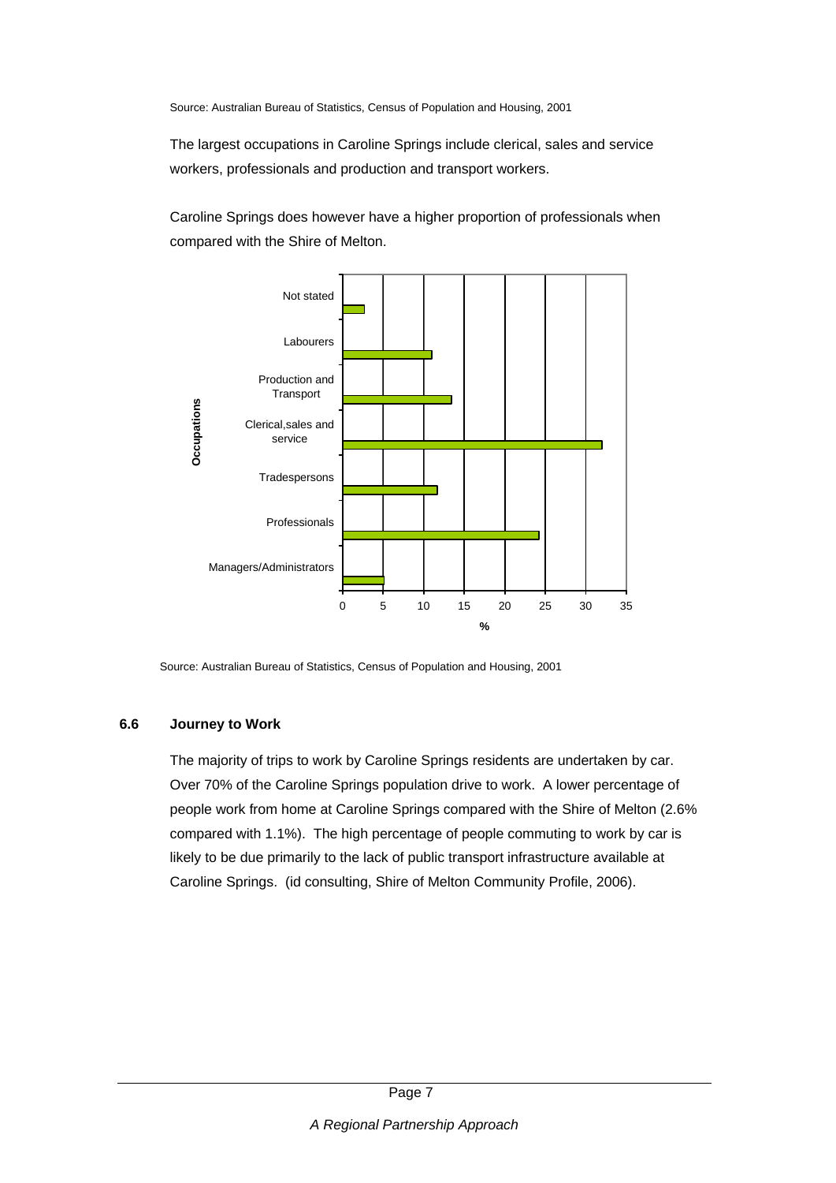Source: Australian Bureau of Statistics, Census of Population and Housing, 2001

The largest occupations in Caroline Springs include clerical, sales and service workers, professionals and production and transport workers.

Caroline Springs does however have a higher proportion of professionals when compared with the Shire of Melton.

Source: Australian Bureau of Statistics, Census of Population and Housing, 2001

### 6.6 Journey to Work

The majority of trips to work by Caroline Springs residents are undertaken by car. Over 70% of the Caroline Springs population drive to work. A lower percentage of people work from home at Caroline Springs compared with the Shire of Melton (2.6% compared with 1.1%). The high percentage of people commuting to work by car is likely to be due primarily to the lack of public transport infrastructure available at Caroline Springs. (id consulting, Shire of Melton Community Profile, 2006).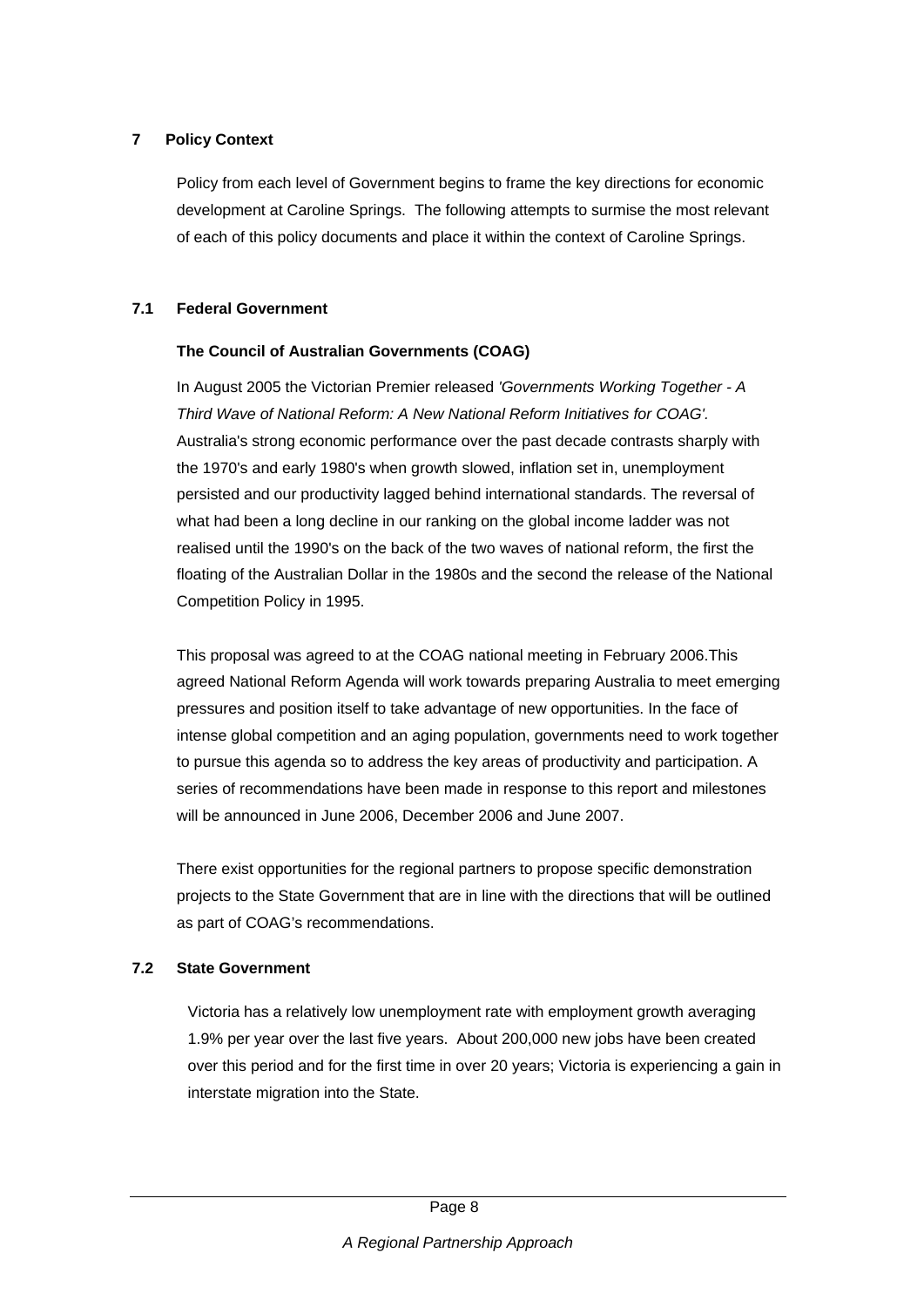# 7 Policy Context

Policy from each level of Government begins to frame the key directions for economic development at Caroline Springs. The following attempts to surmise the most relevant of each of this policy documents and place it within the context of Caroline Springs.

## 7.1 Federal Government

**The Council of Australian Governments (COAG)**

In August 2005 the Victorian Premier released *'Governments Working Together - A Third Wave of National Reform: A New National Reform Initiatives for COAG'.* Australia's strong economic performance over the past decade contrasts sharply with the 1970's and early 1980's when growth slowed, inflation set in, unemployment persisted and our productivity lagged behind international standards. The reversal of what had been a long decline in our ranking on the global income ladder was not realised until the 1990's on the back of the two waves of national reform, the first the floating of the Australian Dollar in the 1980s and the second the release of the National Competition Policy in 1995.

This proposal was agreed to at the COAG national meeting in February 2006.This agreed National Reform Agenda will work towards preparing Australia to meet emerging pressures and position itself to take advantage of new opportunities. In the face of intense global competition and an aging population, governments need to work together to pursue this agenda so to address the key areas of productivity and participation. A series of recommendations have been made in response to this report and milestones will be announced in June 2006, December 2006 and June 2007.

There exist opportunities for the regional partners to propose specific demonstration projects to the State Government that are in line with the directions that will be outlined as part of COAG's recommendations.

## 7.2 State Government

Victoria has a relatively low unemployment rate with employment growth averaging 1.9% per year over the last five years. About 200,000 new jobs have been created over this period and for the first time in over 20 years; Victoria is experiencing a gain in interstate migration into the State.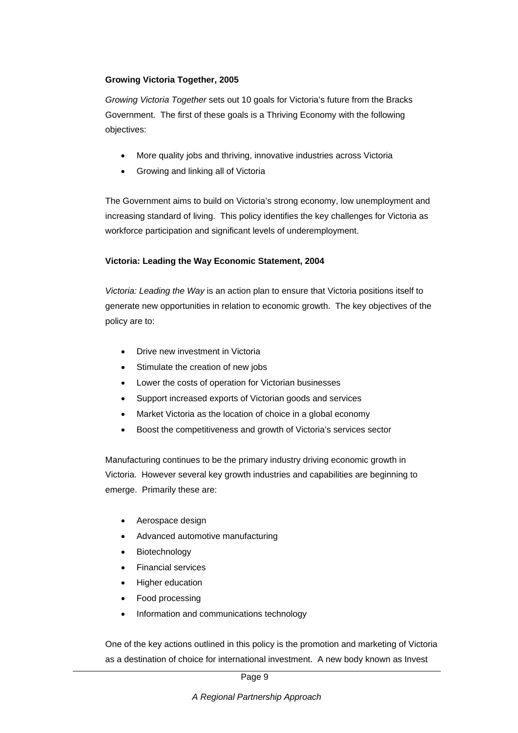**Growing Victoria Together, 2005**

*Growing Victoria Together* sets out 10 goals for Victoria's future from the Bracks Government. The first of these goals is a Thriving Economy with the following objectives:

- More quality jobs and thriving, innovative industries across Victoria
- Growing and linking all of Victoria

The Government aims to build on Victoria's strong economy, low unemployment and increasing standard of living. This policy identifies the key challenges for Victoria as workforce participation and significant levels of underemployment.

**Victoria: Leading the Way Economic Statement, 2004**

*Victoria: Leading the Way* is an action plan to ensure that Victoria positions itself to generate new opportunities in relation to economic growth. The key objectives of the policy are to:

- Drive new investment in Victoria
- Stimulate the creation of new jobs
- Lower the costs of operation for Victorian businesses
- Support increased exports of Victorian goods and services
- Market Victoria as the location of choice in a global economy
- Boost the competitiveness and growth of Victoria's services sector

Manufacturing continues to be the primary industry driving economic growth in Victoria. However several key growth industries and capabilities are beginning to emerge. Primarily these are:

- Aerospace design
- Advanced automotive manufacturing
- Biotechnology
- Financial services
- Higher education
- Food processing
- Information and communications technology

One of the key actions outlined in this policy is the promotion and marketing of Victoria as a destination of choice for international investment. A new body known as Invest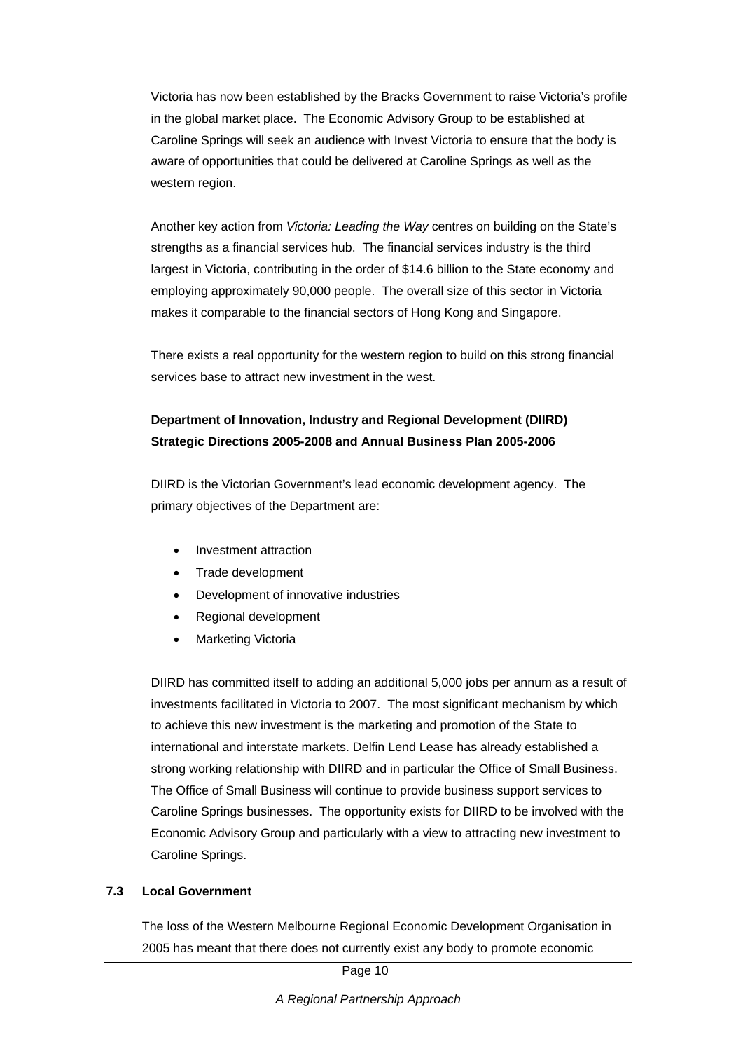Victoria has now been established by the Bracks Government to raise Victoria's profile in the global market place. The Economic Advisory Group to be established at Caroline Springs will seek an audience with Invest Victoria to ensure that the body is aware of opportunities that could be delivered at Caroline Springs as well as the western region.

Another key action from *Victoria: Leading the Way* centres on building on the State's strengths as a financial services hub. The financial services industry is the third largest in Victoria, contributing in the order of $14.6 billion to the State economy and employing approximately 90,000 people. The overall size of this sector in Victoria makes it comparable to the financial sectors of Hong Kong and Singapore.

There exists a real opportunity for the western region to build on this strong financial services base to attract new investment in the west.

**Department of Innovation, Industry and Regional Development (DIIRD) Strategic Directions 2005-2008 and Annual Business Plan 2005-2006**

DIIRD is the Victorian Government's lead economic development agency. The primary objectives of the Department are:

- Investment attraction
- Trade development
- Development of innovative industries
- Regional development
- Marketing Victoria

DIIRD has committed itself to adding an additional 5,000 jobs per annum as a result of investments facilitated in Victoria to 2007. The most significant mechanism by which to achieve this new investment is the marketing and promotion of the State to international and interstate markets. Delfin Lend Lease has already established a strong working relationship with DIIRD and in particular the Office of Small Business. The Office of Small Business will continue to provide business support services to Caroline Springs businesses. The opportunity exists for DIIRD to be involved with the Economic Advisory Group and particularly with a view to attracting new investment to Caroline Springs.

### 7.3 Local Government

The loss of the Western Melbourne Regional Economic Development Organisation in 2005 has meant that there does not currently exist any body to promote economic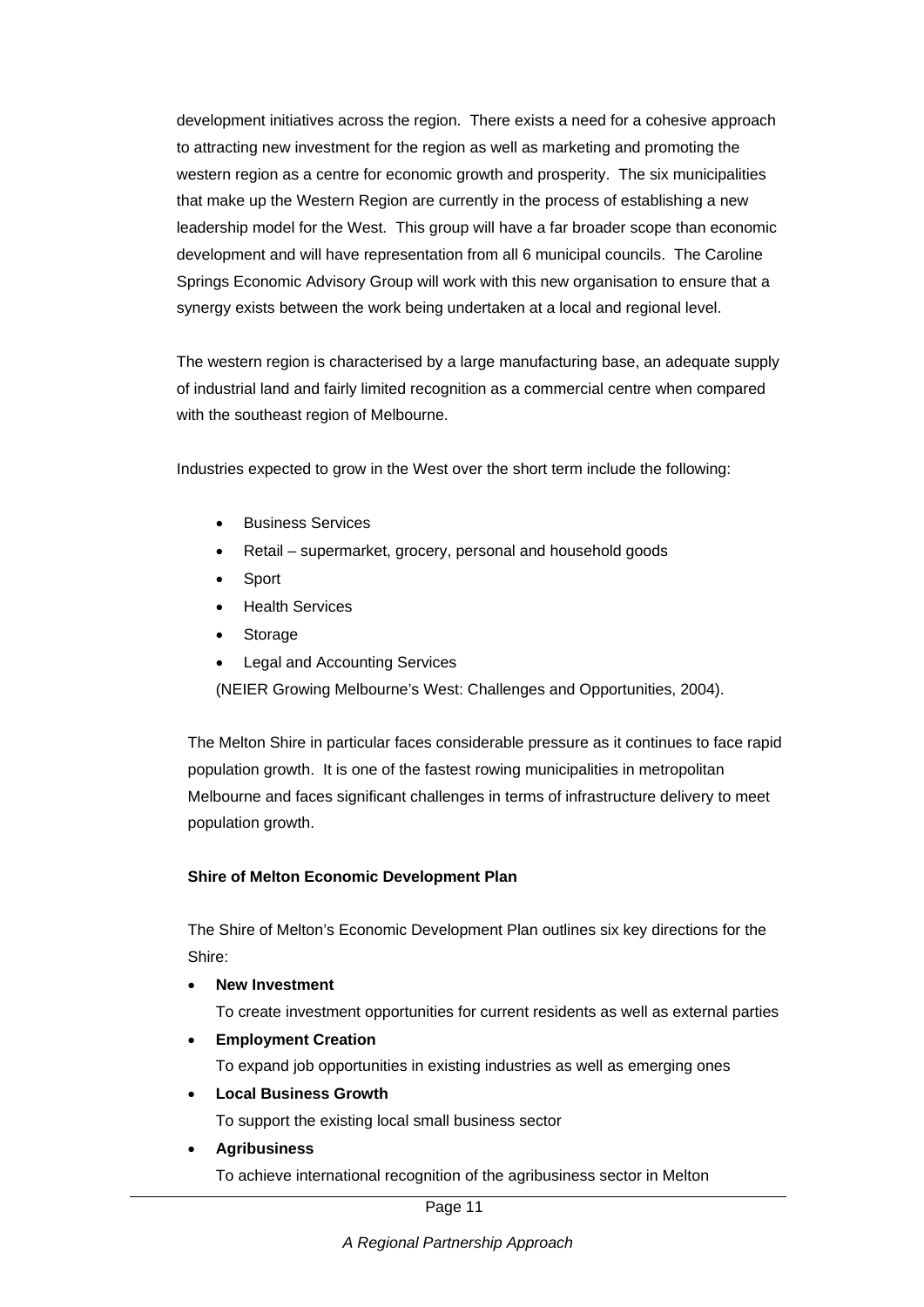development initiatives across the region. There exists a need for a cohesive approach to attracting new investment for the region as well as marketing and promoting the western region as a centre for economic growth and prosperity. The six municipalities that make up the Western Region are currently in the process of establishing a new leadership model for the West. This group will have a far broader scope than economic development and will have representation from all 6 municipal councils. The Caroline Springs Economic Advisory Group will work with this new organisation to ensure that a synergy exists between the work being undertaken at a local and regional level.

The western region is characterised by a large manufacturing base, an adequate supply of industrial land and fairly limited recognition as a commercial centre when compared with the southeast region of Melbourne.

Industries expected to grow in the West over the short term include the following:

- Business Services
- Retail – supermarket, grocery, personal and household goods
- Sport
- Health Services
- Storage
- Legal and Accounting Services

(NEIER Growing Melbourne's West: Challenges and Opportunities, 2004).

The Melton Shire in particular faces considerable pressure as it continues to face rapid population growth. It is one of the fastest rowing municipalities in metropolitan Melbourne and faces significant challenges in terms of infrastructure delivery to meet population growth.

**Shire of Melton Economic Development Plan**

The Shire of Melton's Economic Development Plan outlines six key directions for the Shire:

- **New Investment**
  To create investment opportunities for current residents as well as external parties
- **Employment Creation**
  To expand job opportunities in existing industries as well as emerging ones
- **Local Business Growth**
  To support the existing local small business sector
- **Agribusiness**
  To achieve international recognition of the agribusiness sector in Melton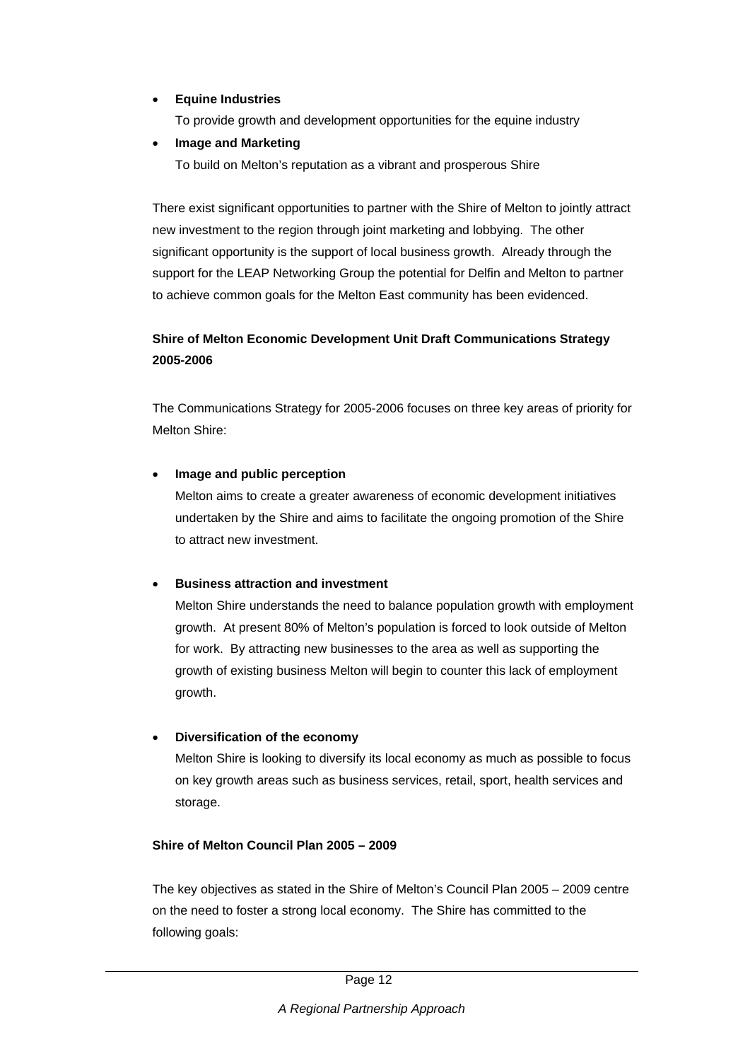- **Equine Industries**

  To provide growth and development opportunities for the equine industry

- **Image and Marketing**

  To build on Melton's reputation as a vibrant and prosperous Shire

There exist significant opportunities to partner with the Shire of Melton to jointly attract new investment to the region through joint marketing and lobbying. The other significant opportunity is the support of local business growth. Already through the support for the LEAP Networking Group the potential for Delfin and Melton to partner to achieve common goals for the Melton East community has been evidenced.

**Shire of Melton Economic Development Unit Draft Communications Strategy 2005-2006**

The Communications Strategy for 2005-2006 focuses on three key areas of priority for Melton Shire:

- **Image and public perception**

  Melton aims to create a greater awareness of economic development initiatives undertaken by the Shire and aims to facilitate the ongoing promotion of the Shire to attract new investment.

- **Business attraction and investment**

  Melton Shire understands the need to balance population growth with employment growth. At present 80% of Melton's population is forced to look outside of Melton for work. By attracting new businesses to the area as well as supporting the growth of existing business Melton will begin to counter this lack of employment growth.

- **Diversification of the economy**

  Melton Shire is looking to diversify its local economy as much as possible to focus on key growth areas such as business services, retail, sport, health services and storage.

**Shire of Melton Council Plan 2005 – 2009**

The key objectives as stated in the Shire of Melton's Council Plan 2005 – 2009 centre on the need to foster a strong local economy. The Shire has committed to the following goals: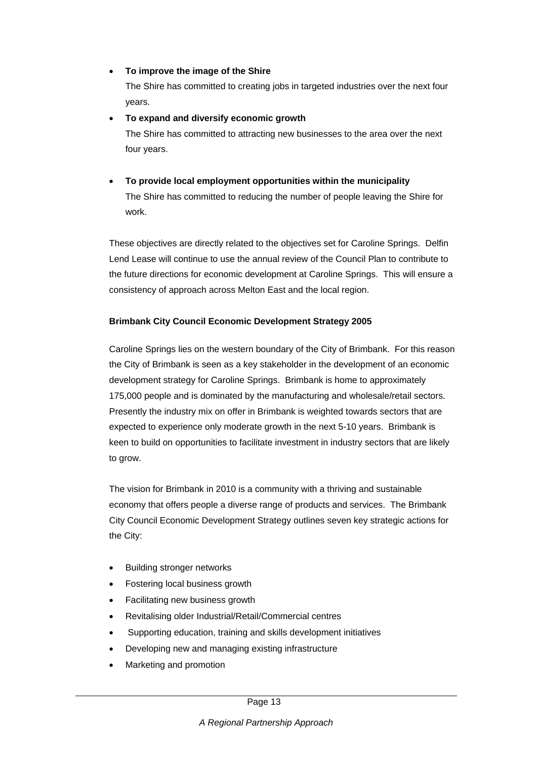- **To improve the image of the Shire**
  The Shire has committed to creating jobs in targeted industries over the next four years.
- **To expand and diversify economic growth**
  The Shire has committed to attracting new businesses to the area over the next four years.
- **To provide local employment opportunities within the municipality**
  The Shire has committed to reducing the number of people leaving the Shire for work.

These objectives are directly related to the objectives set for Caroline Springs. Delfin Lend Lease will continue to use the annual review of the Council Plan to contribute to the future directions for economic development at Caroline Springs. This will ensure a consistency of approach across Melton East and the local region.

**Brimbank City Council Economic Development Strategy 2005**

Caroline Springs lies on the western boundary of the City of Brimbank. For this reason the City of Brimbank is seen as a key stakeholder in the development of an economic development strategy for Caroline Springs. Brimbank is home to approximately 175,000 people and is dominated by the manufacturing and wholesale/retail sectors. Presently the industry mix on offer in Brimbank is weighted towards sectors that are expected to experience only moderate growth in the next 5-10 years. Brimbank is keen to build on opportunities to facilitate investment in industry sectors that are likely to grow.

The vision for Brimbank in 2010 is a community with a thriving and sustainable economy that offers people a diverse range of products and services. The Brimbank City Council Economic Development Strategy outlines seven key strategic actions for the City:

- Building stronger networks
- Fostering local business growth
- Facilitating new business growth
- Revitalising older Industrial/Retail/Commercial centres
- Supporting education, training and skills development initiatives
- Developing new and managing existing infrastructure
- Marketing and promotion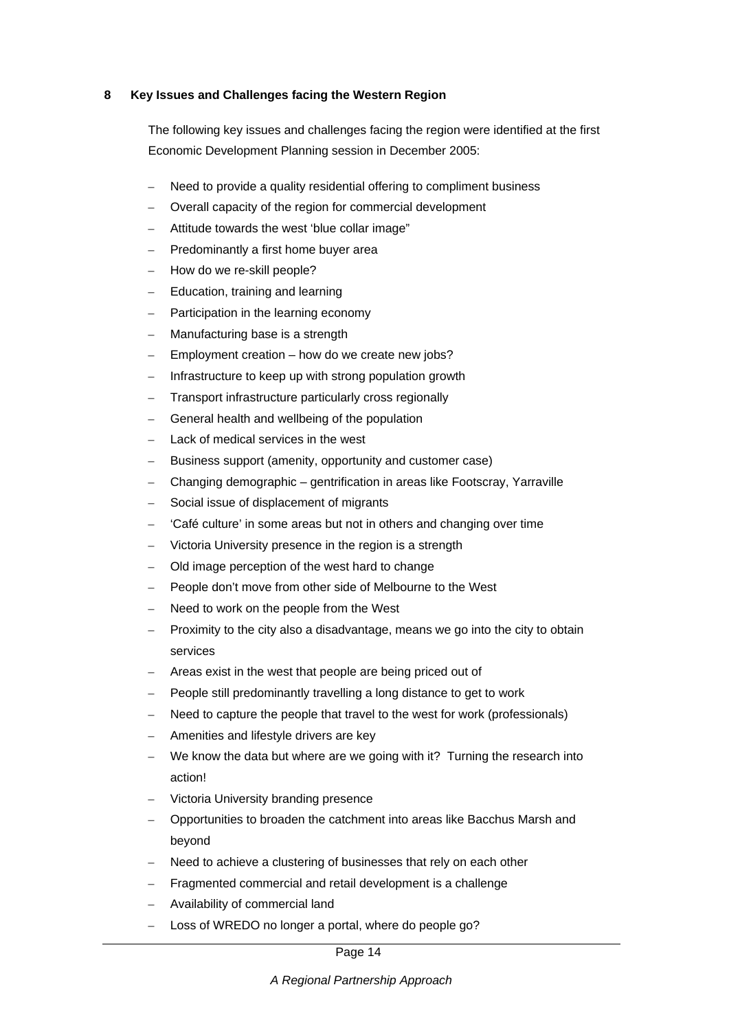## 8 Key Issues and Challenges facing the Western Region

The following key issues and challenges facing the region were identified at the first Economic Development Planning session in December 2005:

- Need to provide a quality residential offering to compliment business
- Overall capacity of the region for commercial development
- Attitude towards the west 'blue collar image"
- Predominantly a first home buyer area
- How do we re-skill people?
- Education, training and learning
- Participation in the learning economy
- Manufacturing base is a strength
- Employment creation – how do we create new jobs?
- Infrastructure to keep up with strong population growth
- Transport infrastructure particularly cross regionally
- General health and wellbeing of the population
- Lack of medical services in the west
- Business support (amenity, opportunity and customer case)
- Changing demographic – gentrification in areas like Footscray, Yarraville
- Social issue of displacement of migrants
- 'Café culture' in some areas but not in others and changing over time
- Victoria University presence in the region is a strength
- Old image perception of the west hard to change
- People don't move from other side of Melbourne to the West
- Need to work on the people from the West
- Proximity to the city also a disadvantage, means we go into the city to obtain services
- Areas exist in the west that people are being priced out of
- People still predominantly travelling a long distance to get to work
- Need to capture the people that travel to the west for work (professionals)
- Amenities and lifestyle drivers are key
- We know the data but where are we going with it? Turning the research into action!
- Victoria University branding presence
- Opportunities to broaden the catchment into areas like Bacchus Marsh and beyond
- Need to achieve a clustering of businesses that rely on each other
- Fragmented commercial and retail development is a challenge
- Availability of commercial land
- Loss of WREDO no longer a portal, where do people go?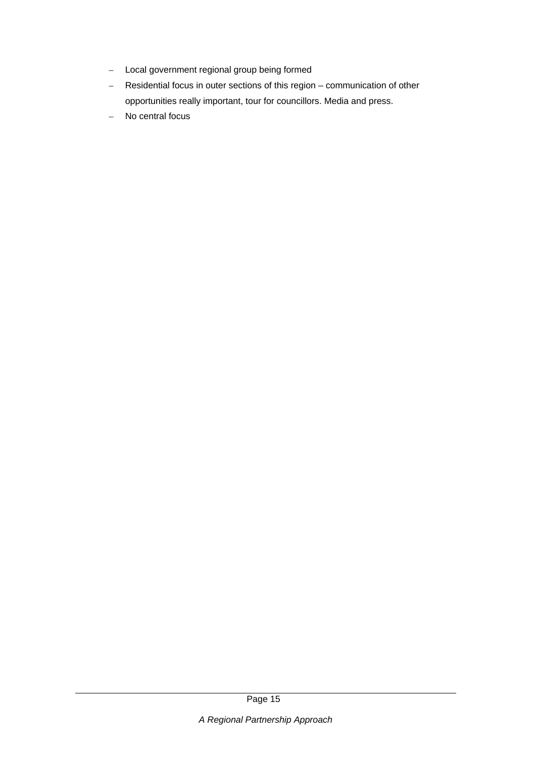- Local government regional group being formed
- Residential focus in outer sections of this region – communication of other opportunities really important, tour for councillors. Media and press.
- No central focus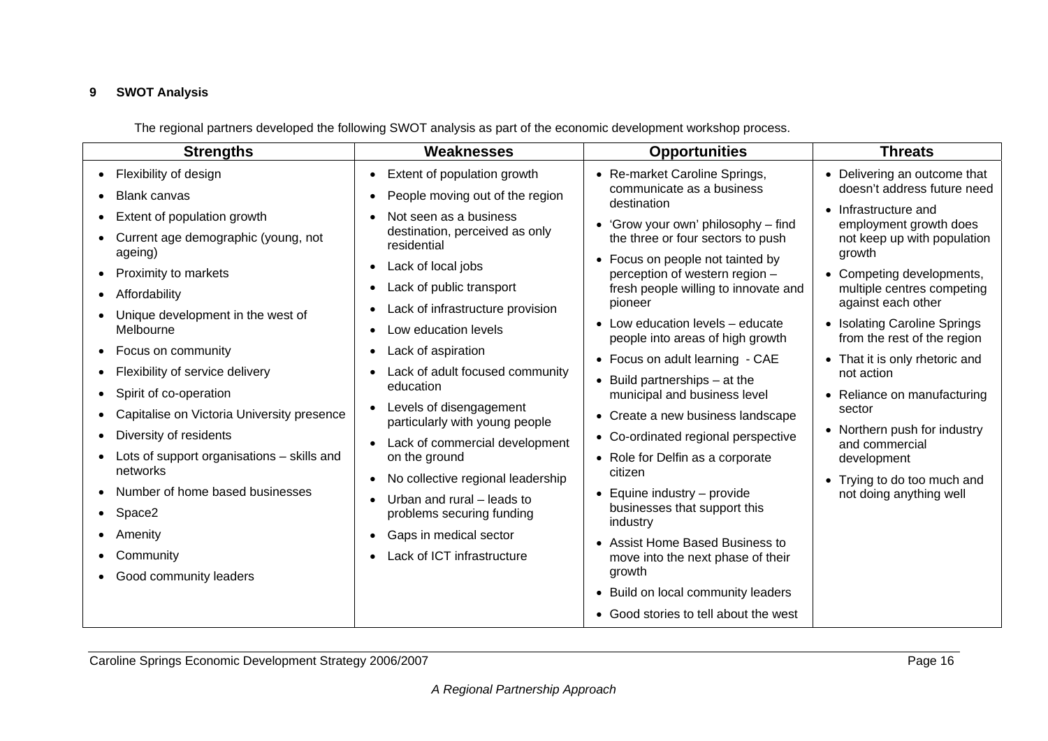## 9 SWOT Analysis

The regional partners developed the following SWOT analysis as part of the economic development workshop process.

| Strengths | Weaknesses | Opportunities | Threats |
|---|---|---|---|
| • Flexibility of design<br>• Blank canvas<br>• Extent of population growth<br>• Current age demographic (young, not ageing)<br>• Proximity to markets<br>• Affordability<br>• Unique development in the west of Melbourne<br>• Focus on community<br>• Flexibility of service delivery<br>• Spirit of co-operation<br>• Capitalise on Victoria University presence<br>• Diversity of residents<br>• Lots of support organisations – skills and networks<br>• Number of home based businesses<br>• Space2<br>• Amenity<br>• Community<br>• Good community leaders | • Extent of population growth<br>• People moving out of the region<br>• Not seen as a business destination, perceived as only residential<br>• Lack of local jobs<br>• Lack of public transport<br>• Lack of infrastructure provision<br>• Low education levels<br>• Lack of aspiration<br>• Lack of adult focused community education<br>• Levels of disengagement particularly with young people<br>• Lack of commercial development on the ground<br>• No collective regional leadership<br>• Urban and rural – leads to problems securing funding<br>• Gaps in medical sector<br>• Lack of ICT infrastructure | • Re-market Caroline Springs, communicate as a business destination<br>• 'Grow your own' philosophy – find the three or four sectors to push<br>• Focus on people not tainted by perception of western region – fresh people willing to innovate and pioneer<br>• Low education levels – educate people into areas of high growth<br>• Focus on adult learning - CAE<br>• Build partnerships – at the municipal and business level<br>• Create a new business landscape<br>• Co-ordinated regional perspective<br>• Role for Delfin as a corporate citizen<br>• Equine industry – provide businesses that support this industry<br>• Assist Home Based Business to move into the next phase of their growth<br>• Build on local community leaders<br>• Good stories to tell about the west | • Delivering an outcome that doesn't address future need<br>• Infrastructure and employment growth does not keep up with population growth<br>• Competing developments, multiple centres competing against each other<br>• Isolating Caroline Springs from the rest of the region<br>• That it is only rhetoric and not action<br>• Reliance on manufacturing sector<br>• Northern push for industry and commercial development<br>• Trying to do too much and not doing anything well |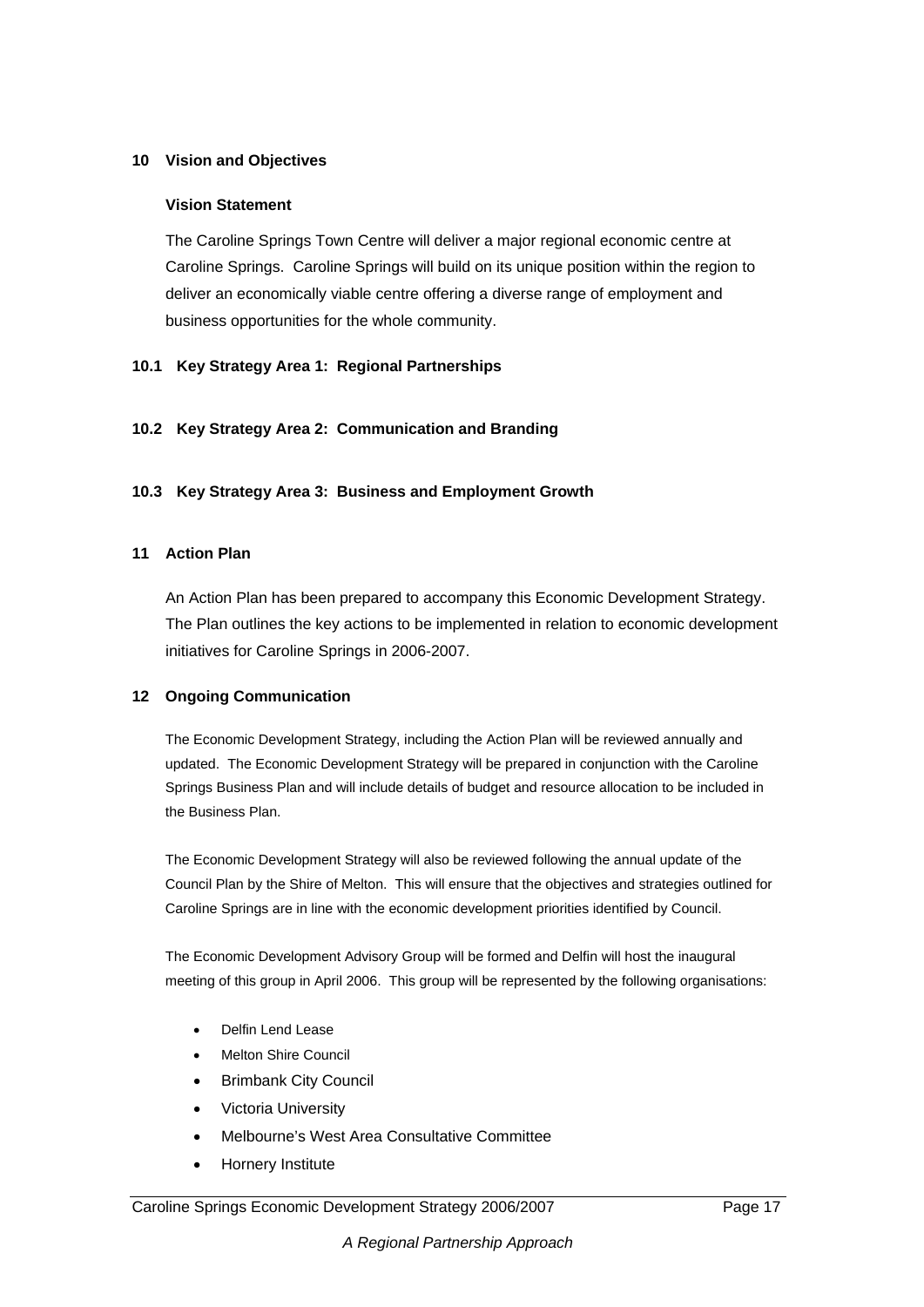## 10 Vision and Objectives

### Vision Statement

The Caroline Springs Town Centre will deliver a major regional economic centre at Caroline Springs. Caroline Springs will build on its unique position within the region to deliver an economically viable centre offering a diverse range of employment and business opportunities for the whole community.

### 10.1 Key Strategy Area 1: Regional Partnerships

### 10.2 Key Strategy Area 2: Communication and Branding

### 10.3 Key Strategy Area 3: Business and Employment Growth

## 11 Action Plan

An Action Plan has been prepared to accompany this Economic Development Strategy. The Plan outlines the key actions to be implemented in relation to economic development initiatives for Caroline Springs in 2006-2007.

## 12 Ongoing Communication

The Economic Development Strategy, including the Action Plan will be reviewed annually and updated. The Economic Development Strategy will be prepared in conjunction with the Caroline Springs Business Plan and will include details of budget and resource allocation to be included in the Business Plan.

The Economic Development Strategy will also be reviewed following the annual update of the Council Plan by the Shire of Melton. This will ensure that the objectives and strategies outlined for Caroline Springs are in line with the economic development priorities identified by Council.

The Economic Development Advisory Group will be formed and Delfin will host the inaugural meeting of this group in April 2006. This group will be represented by the following organisations:

- Delfin Lend Lease
- Melton Shire Council
- Brimbank City Council
- Victoria University
- Melbourne's West Area Consultative Committee
- Hornery Institute